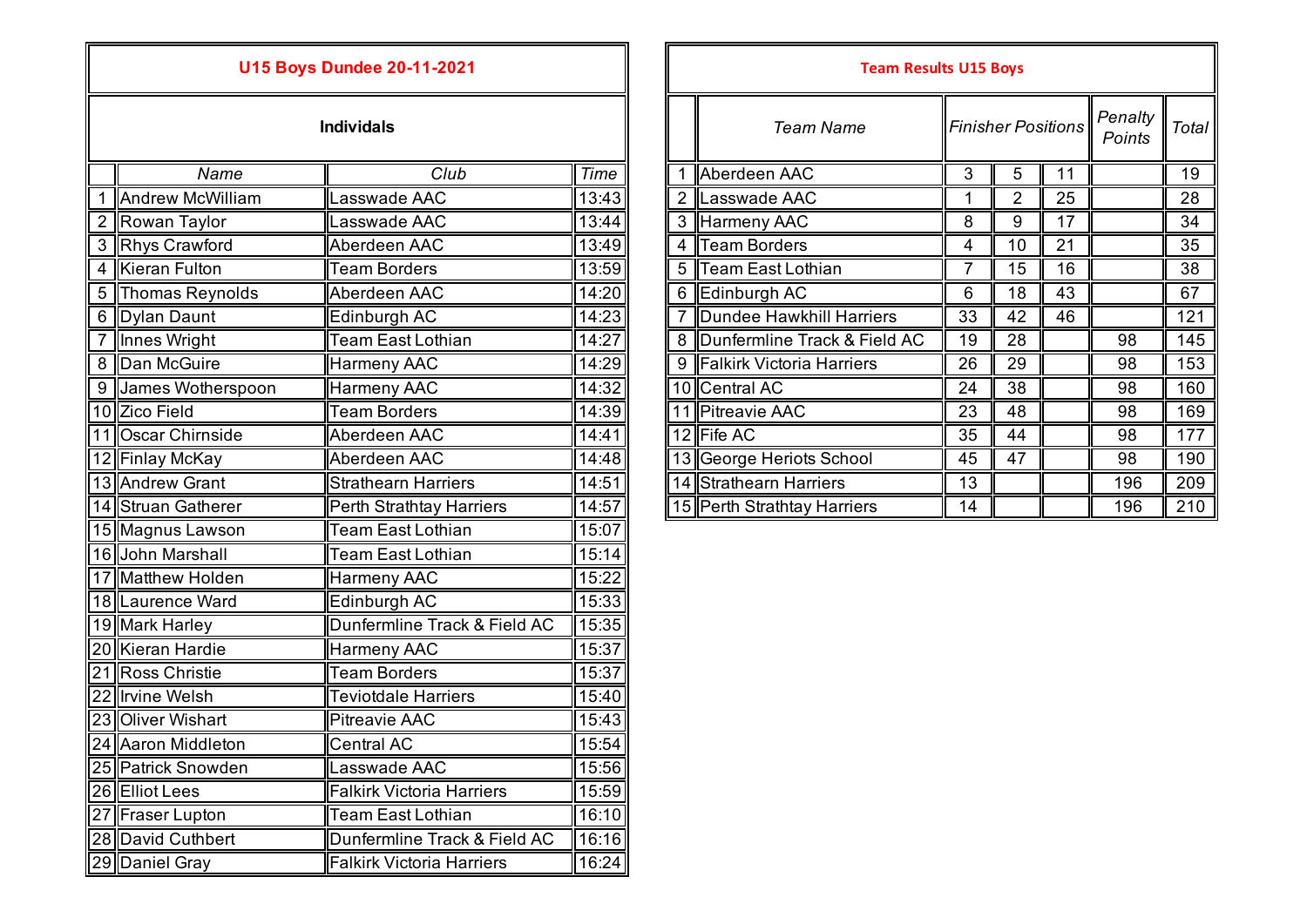## U15 Boys Dundee 20-11-2021

### Individials

| | Name | Club | Time |
|---|---|---|---|
| 1 | Andrew McWilliam | Lasswade AAC | 13:43 |
| 2 | Rowan Taylor | Lasswade AAC | 13:44 |
| 3 | Rhys Crawford | Aberdeen AAC | 13:49 |
| 4 | Kieran Fulton | Team Borders | 13:59 |
| 5 | Thomas Reynolds | Aberdeen AAC | 14:20 |
| 6 | Dylan Daunt | Edinburgh AC | 14:23 |
| 7 | Innes Wright | Team East Lothian | 14:27 |
| 8 | Dan McGuire | Harmeny AAC | 14:29 |
| 9 | James Wotherspoon | Harmeny AAC | 14:32 |
| 10 | Zico Field | Team Borders | 14:39 |
| 11 | Oscar Chirnside | Aberdeen AAC | 14:41 |
| 12 | Finlay McKay | Aberdeen AAC | 14:48 |
| 13 | Andrew Grant | Strathearn Harriers | 14:51 |
| 14 | Struan Gatherer | Perth Strathtay Harriers | 14:57 |
| 15 | Magnus Lawson | Team East Lothian | 15:07 |
| 16 | John Marshall | Team East Lothian | 15:14 |
| 17 | Matthew Holden | Harmeny AAC | 15:22 |
| 18 | Laurence Ward | Edinburgh AC | 15:33 |
| 19 | Mark Harley | Dunfermline Track & Field AC | 15:35 |
| 20 | Kieran Hardie | Harmeny AAC | 15:37 |
| 21 | Ross Christie | Team Borders | 15:37 |
| 22 | Irvine Welsh | Teviotdale Harriers | 15:40 |
| 23 | Oliver Wishart | Pitreavie AAC | 15:43 |
| 24 | Aaron Middleton | Central AC | 15:54 |
| 25 | Patrick Snowden | Lasswade AAC | 15:56 |
| 26 | Elliot Lees | Falkirk Victoria Harriers | 15:59 |
| 27 | Fraser Lupton | Team East Lothian | 16:10 |
| 28 | David Cuthbert | Dunfermline Track & Field AC | 16:16 |
| 29 | Daniel Gray | Falkirk Victoria Harriers | 16:24 |

## Team Results U15 Boys

| | Team Name | Finisher Positions | | | Penalty Points | Total |
|---|---|---|---|---|---|---|
| 1 | Aberdeen AAC | 3 | 5 | 11 | | 19 |
| 2 | Lasswade AAC | 1 | 2 | 25 | | 28 |
| 3 | Harmeny AAC | 8 | 9 | 17 | | 34 |
| 4 | Team Borders | 4 | 10 | 21 | | 35 |
| 5 | Team East Lothian | 7 | 15 | 16 | | 38 |
| 6 | Edinburgh AC | 6 | 18 | 43 | | 67 |
| 7 | Dundee Hawkhill Harriers | 33 | 42 | 46 | | 121 |
| 8 | Dunfermline Track & Field AC | 19 | 28 | | 98 | 145 |
| 9 | Falkirk Victoria Harriers | 26 | 29 | | 98 | 153 |
| 10 | Central AC | 24 | 38 | | 98 | 160 |
| 11 | Pitreavie AAC | 23 | 48 | | 98 | 169 |
| 12 | Fife AC | 35 | 44 | | 98 | 177 |
| 13 | George Heriots School | 45 | 47 | | 98 | 190 |
| 14 | Strathearn Harriers | 13 | | | 196 | 209 |
| 15 | Perth Strathtay Harriers | 14 | | | 196 | 210 |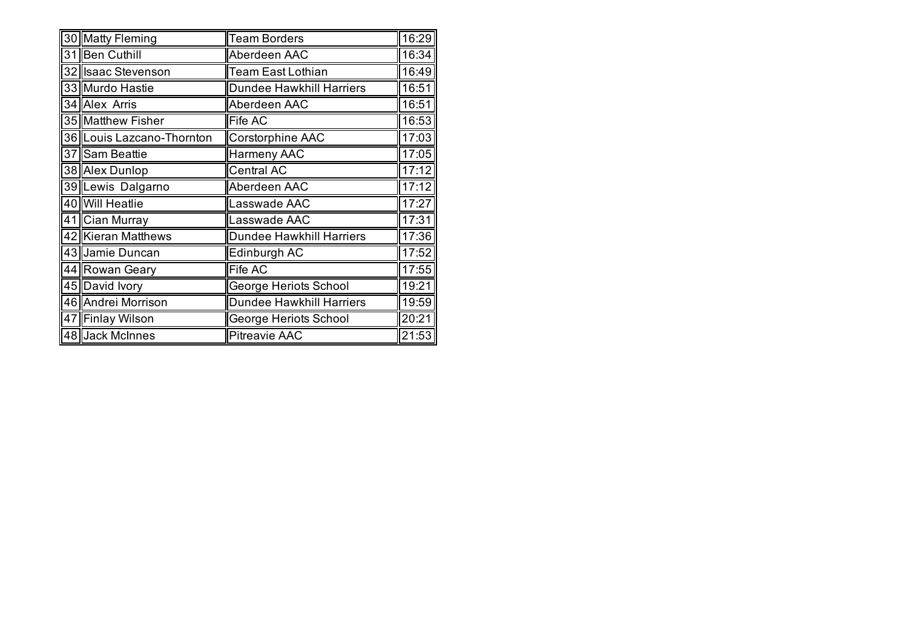| | | | |
|---|---|---|---|
| 30 | Matty Fleming | Team Borders | 16:29 |
| 31 | Ben Cuthill | Aberdeen AAC | 16:34 |
| 32 | Isaac Stevenson | Team East Lothian | 16:49 |
| 33 | Murdo Hastie | Dundee Hawkhill Harriers | 16:51 |
| 34 | Alex Arris | Aberdeen AAC | 16:51 |
| 35 | Matthew Fisher | Fife AC | 16:53 |
| 36 | Louis Lazcano-Thornton | Corstorphine AAC | 17:03 |
| 37 | Sam Beattie | Harmeny AAC | 17:05 |
| 38 | Alex Dunlop | Central AC | 17:12 |
| 39 | Lewis Dalgarno | Aberdeen AAC | 17:12 |
| 40 | Will Heatlie | Lasswade AAC | 17:27 |
| 41 | Cian Murray | Lasswade AAC | 17:31 |
| 42 | Kieran Matthews | Dundee Hawkhill Harriers | 17:36 |
| 43 | Jamie Duncan | Edinburgh AC | 17:52 |
| 44 | Rowan Geary | Fife AC | 17:55 |
| 45 | David Ivory | George Heriots School | 19:21 |
| 46 | Andrei Morrison | Dundee Hawkhill Harriers | 19:59 |
| 47 | Finlay Wilson | George Heriots School | 20:21 |
| 48 | Jack McInnes | Pitreavie AAC | 21:53 |